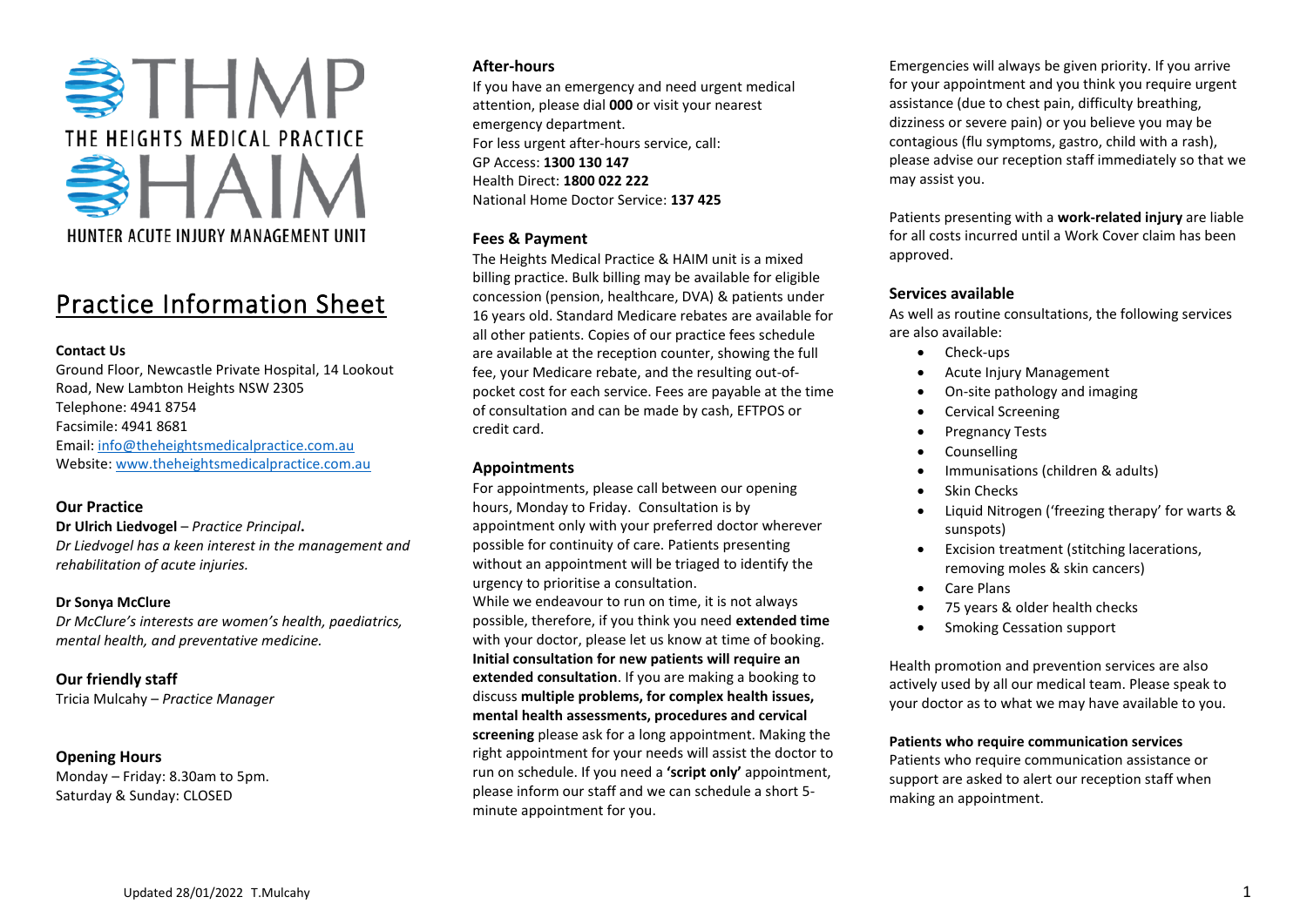THMP

THE HEIGHTS MEDICAL PRACTICE

HAIM

HUNTER ACUTE INJURY MANAGEMENT UNIT

# Practice Information Sheet

**Contact Us**

Ground Floor, Newcastle Private Hospital, 14 Lookout Road, New Lambton Heights NSW 2305
Telephone: 4941 8754
Facsimile: 4941 8681
Email: info@theheightsmedicalpractice.com.au
Website: www.theheightsmedicalpractice.com.au

## Our Practice

**Dr Ulrich Liedvogel** – *Practice Principal***.**
*Dr Liedvogel has a keen interest in the management and rehabilitation of acute injuries.*

**Dr Sonya McClure**
*Dr McClure's interests are women's health, paediatrics, mental health, and preventative medicine.*

## Our friendly staff

Tricia Mulcahy – *Practice Manager*

## Opening Hours

Monday – Friday: 8.30am to 5pm.
Saturday & Sunday: CLOSED

## After-hours

If you have an emergency and need urgent medical attention, please dial **000** or visit your nearest emergency department.
For less urgent after-hours service, call:
GP Access: **1300 130 147**
Health Direct: **1800 022 222**
National Home Doctor Service: **137 425**

## Fees & Payment

The Heights Medical Practice & HAIM unit is a mixed billing practice. Bulk billing may be available for eligible concession (pension, healthcare, DVA) & patients under 16 years old. Standard Medicare rebates are available for all other patients. Copies of our practice fees schedule are available at the reception counter, showing the full fee, your Medicare rebate, and the resulting out-of-pocket cost for each service. Fees are payable at the time of consultation and can be made by cash, EFTPOS or credit card.

## Appointments

For appointments, please call between our opening hours, Monday to Friday. Consultation is by appointment only with your preferred doctor wherever possible for continuity of care. Patients presenting without an appointment will be triaged to identify the urgency to prioritise a consultation.
While we endeavour to run on time, it is not always possible, therefore, if you think you need **extended time** with your doctor, please let us know at time of booking. **Initial consultation for new patients will require an extended consultation**. If you are making a booking to discuss **multiple problems, for complex health issues, mental health assessments, procedures and cervical screening** please ask for a long appointment. Making the right appointment for your needs will assist the doctor to run on schedule. If you need a **'script only'** appointment, please inform our staff and we can schedule a short 5-minute appointment for you.

Emergencies will always be given priority. If you arrive for your appointment and you think you require urgent assistance (due to chest pain, difficulty breathing, dizziness or severe pain) or you believe you may be contagious (flu symptoms, gastro, child with a rash), please advise our reception staff immediately so that we may assist you.

Patients presenting with a **work-related injury** are liable for all costs incurred until a Work Cover claim has been approved.

## Services available

As well as routine consultations, the following services are also available:

- Check-ups
- Acute Injury Management
- On-site pathology and imaging
- Cervical Screening
- Pregnancy Tests
- Counselling
- Immunisations (children & adults)
- Skin Checks
- Liquid Nitrogen ('freezing therapy' for warts & sunspots)
- Excision treatment (stitching lacerations, removing moles & skin cancers)
- Care Plans
- 75 years & older health checks
- Smoking Cessation support

Health promotion and prevention services are also actively used by all our medical team. Please speak to your doctor as to what we may have available to you.

**Patients who require communication services**

Patients who require communication assistance or support are asked to alert our reception staff when making an appointment.

Updated 28/01/2022 T.Mulcahy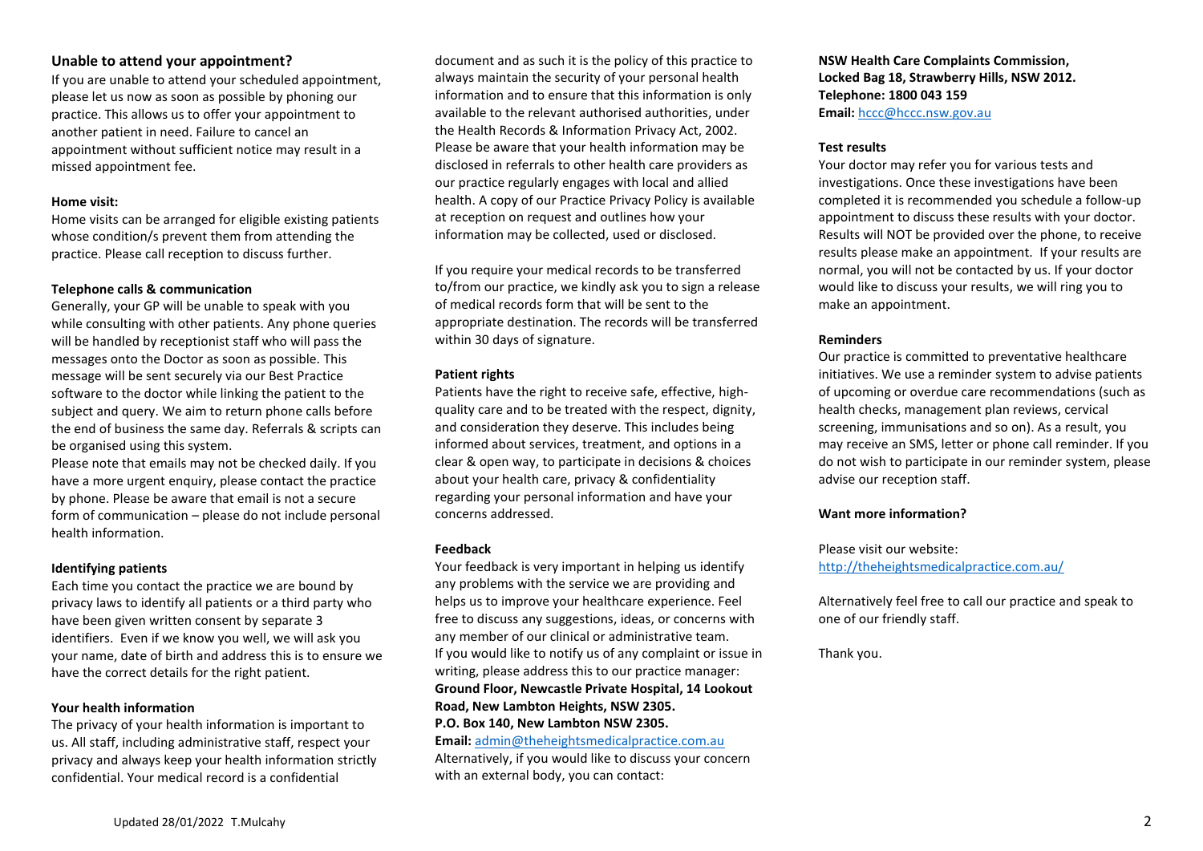### Unable to attend your appointment?

If you are unable to attend your scheduled appointment, please let us now as soon as possible by phoning our practice. This allows us to offer your appointment to another patient in need. Failure to cancel an appointment without sufficient notice may result in a missed appointment fee.

**Home visit:**

Home visits can be arranged for eligible existing patients whose condition/s prevent them from attending the practice. Please call reception to discuss further.

**Telephone calls & communication**

Generally, your GP will be unable to speak with you while consulting with other patients. Any phone queries will be handled by receptionist staff who will pass the messages onto the Doctor as soon as possible. This message will be sent securely via our Best Practice software to the doctor while linking the patient to the subject and query. We aim to return phone calls before the end of business the same day. Referrals & scripts can be organised using this system.

Please note that emails may not be checked daily. If you have a more urgent enquiry, please contact the practice by phone. Please be aware that email is not a secure form of communication – please do not include personal health information.

**Identifying patients**

Each time you contact the practice we are bound by privacy laws to identify all patients or a third party who have been given written consent by separate 3 identifiers. Even if we know you well, we will ask you your name, date of birth and address this is to ensure we have the correct details for the right patient.

**Your health information**

The privacy of your health information is important to us. All staff, including administrative staff, respect your privacy and always keep your health information strictly confidential. Your medical record is a confidential document and as such it is the policy of this practice to always maintain the security of your personal health information and to ensure that this information is only available to the relevant authorised authorities, under the Health Records & Information Privacy Act, 2002. Please be aware that your health information may be disclosed in referrals to other health care providers as our practice regularly engages with local and allied health. A copy of our Practice Privacy Policy is available at reception on request and outlines how your information may be collected, used or disclosed.

If you require your medical records to be transferred to/from our practice, we kindly ask you to sign a release of medical records form that will be sent to the appropriate destination. The records will be transferred within 30 days of signature.

**Patient rights**

Patients have the right to receive safe, effective, high-quality care and to be treated with the respect, dignity, and consideration they deserve. This includes being informed about services, treatment, and options in a clear & open way, to participate in decisions & choices about your health care, privacy & confidentiality regarding your personal information and have your concerns addressed.

**Feedback**

Your feedback is very important in helping us identify any problems with the service we are providing and helps us to improve your healthcare experience. Feel free to discuss any suggestions, ideas, or concerns with any member of our clinical or administrative team.
If you would like to notify us of any complaint or issue in writing, please address this to our practice manager:
**Ground Floor, Newcastle Private Hospital, 14 Lookout Road, New Lambton Heights, NSW 2305.**
**P.O. Box 140, New Lambton NSW 2305.**
**Email:** admin@theheightsmedicalpractice.com.au
Alternatively, if you would like to discuss your concern with an external body, you can contact:

**NSW Health Care Complaints Commission,**
**Locked Bag 18, Strawberry Hills, NSW 2012.**
**Telephone: 1800 043 159**
**Email:** hccc@hccc.nsw.gov.au

**Test results**

Your doctor may refer you for various tests and investigations. Once these investigations have been completed it is recommended you schedule a follow-up appointment to discuss these results with your doctor. Results will NOT be provided over the phone, to receive results please make an appointment. If your results are normal, you will not be contacted by us. If your doctor would like to discuss your results, we will ring you to make an appointment.

**Reminders**

Our practice is committed to preventative healthcare initiatives. We use a reminder system to advise patients of upcoming or overdue care recommendations (such as health checks, management plan reviews, cervical screening, immunisations and so on). As a result, you may receive an SMS, letter or phone call reminder. If you do not wish to participate in our reminder system, please advise our reception staff.

**Want more information?**

Please visit our website:
http://theheightsmedicalpractice.com.au/

Alternatively feel free to call our practice and speak to one of our friendly staff.

Thank you.

Updated 28/01/2022 T.Mulcahy